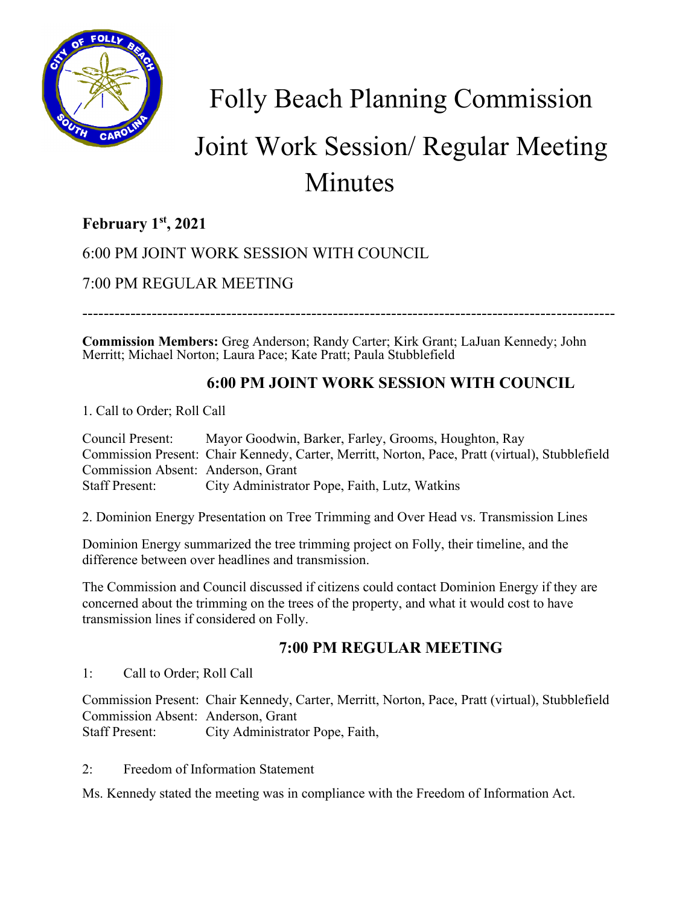# Folly Beach Planning Commission

# Joint Work Session/ Regular Meeting Minutes

**February 1st, 2021**

6:00 PM JOINT WORK SESSION WITH COUNCIL

7:00 PM REGULAR MEETING

---

**Commission Members:** Greg Anderson; Randy Carter; Kirk Grant; LaJuan Kennedy; John Merritt; Michael Norton; Laura Pace; Kate Pratt; Paula Stubblefield

## 6:00 PM JOINT WORK SESSION WITH COUNCIL

1. Call to Order; Roll Call

Council Present: Mayor Goodwin, Barker, Farley, Grooms, Houghton, Ray
Commission Present: Chair Kennedy, Carter, Merritt, Norton, Pace, Pratt (virtual), Stubblefield
Commission Absent: Anderson, Grant
Staff Present: City Administrator Pope, Faith, Lutz, Watkins

2. Dominion Energy Presentation on Tree Trimming and Over Head vs. Transmission Lines

Dominion Energy summarized the tree trimming project on Folly, their timeline, and the difference between over headlines and transmission.

The Commission and Council discussed if citizens could contact Dominion Energy if they are concerned about the trimming on the trees of the property, and what it would cost to have transmission lines if considered on Folly.

## 7:00 PM REGULAR MEETING

1: Call to Order; Roll Call

Commission Present: Chair Kennedy, Carter, Merritt, Norton, Pace, Pratt (virtual), Stubblefield
Commission Absent: Anderson, Grant
Staff Present: City Administrator Pope, Faith,

2: Freedom of Information Statement

Ms. Kennedy stated the meeting was in compliance with the Freedom of Information Act.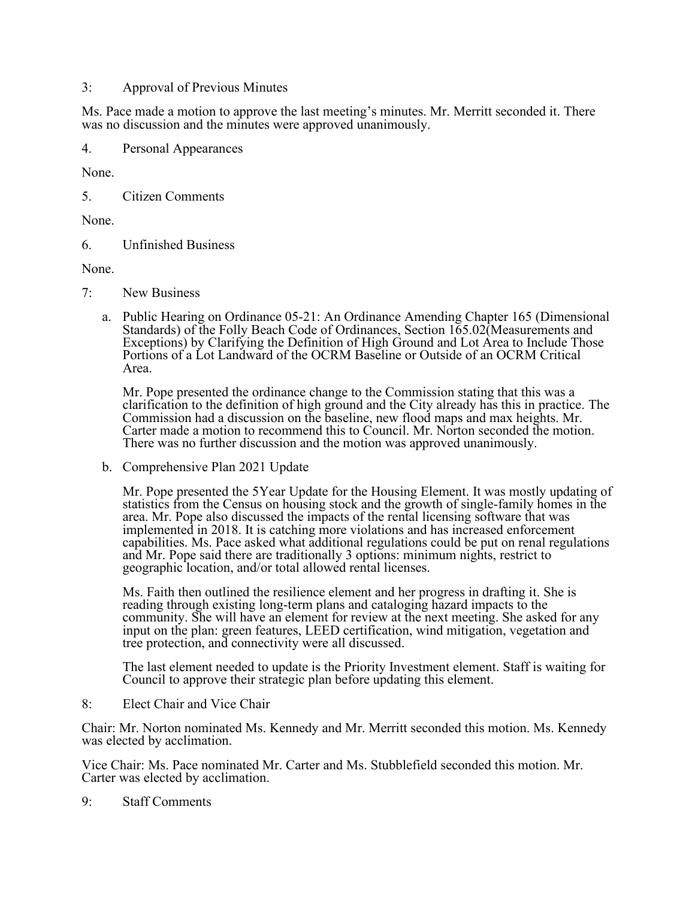3: Approval of Previous Minutes

Ms. Pace made a motion to approve the last meeting's minutes. Mr. Merritt seconded it. There was no discussion and the minutes were approved unanimously.

4. Personal Appearances

None.

5. Citizen Comments

None.

6. Unfinished Business

None.

7: New Business

a. Public Hearing on Ordinance 05-21: An Ordinance Amending Chapter 165 (Dimensional Standards) of the Folly Beach Code of Ordinances, Section 165.02(Measurements and Exceptions) by Clarifying the Definition of High Ground and Lot Area to Include Those Portions of a Lot Landward of the OCRM Baseline or Outside of an OCRM Critical Area.

   Mr. Pope presented the ordinance change to the Commission stating that this was a clarification to the definition of high ground and the City already has this in practice. The Commission had a discussion on the baseline, new flood maps and max heights. Mr. Carter made a motion to recommend this to Council. Mr. Norton seconded the motion. There was no further discussion and the motion was approved unanimously.

b. Comprehensive Plan 2021 Update

   Mr. Pope presented the 5Year Update for the Housing Element. It was mostly updating of statistics from the Census on housing stock and the growth of single-family homes in the area. Mr. Pope also discussed the impacts of the rental licensing software that was implemented in 2018. It is catching more violations and has increased enforcement capabilities. Ms. Pace asked what additional regulations could be put on renal regulations and Mr. Pope said there are traditionally 3 options: minimum nights, restrict to geographic location, and/or total allowed rental licenses.

   Ms. Faith then outlined the resilience element and her progress in drafting it. She is reading through existing long-term plans and cataloging hazard impacts to the community. She will have an element for review at the next meeting. She asked for any input on the plan: green features, LEED certification, wind mitigation, vegetation and tree protection, and connectivity were all discussed.

   The last element needed to update is the Priority Investment element. Staff is waiting for Council to approve their strategic plan before updating this element.

8: Elect Chair and Vice Chair

Chair: Mr. Norton nominated Ms. Kennedy and Mr. Merritt seconded this motion. Ms. Kennedy was elected by acclimation.

Vice Chair: Ms. Pace nominated Mr. Carter and Ms. Stubblefield seconded this motion. Mr. Carter was elected by acclimation.

9: Staff Comments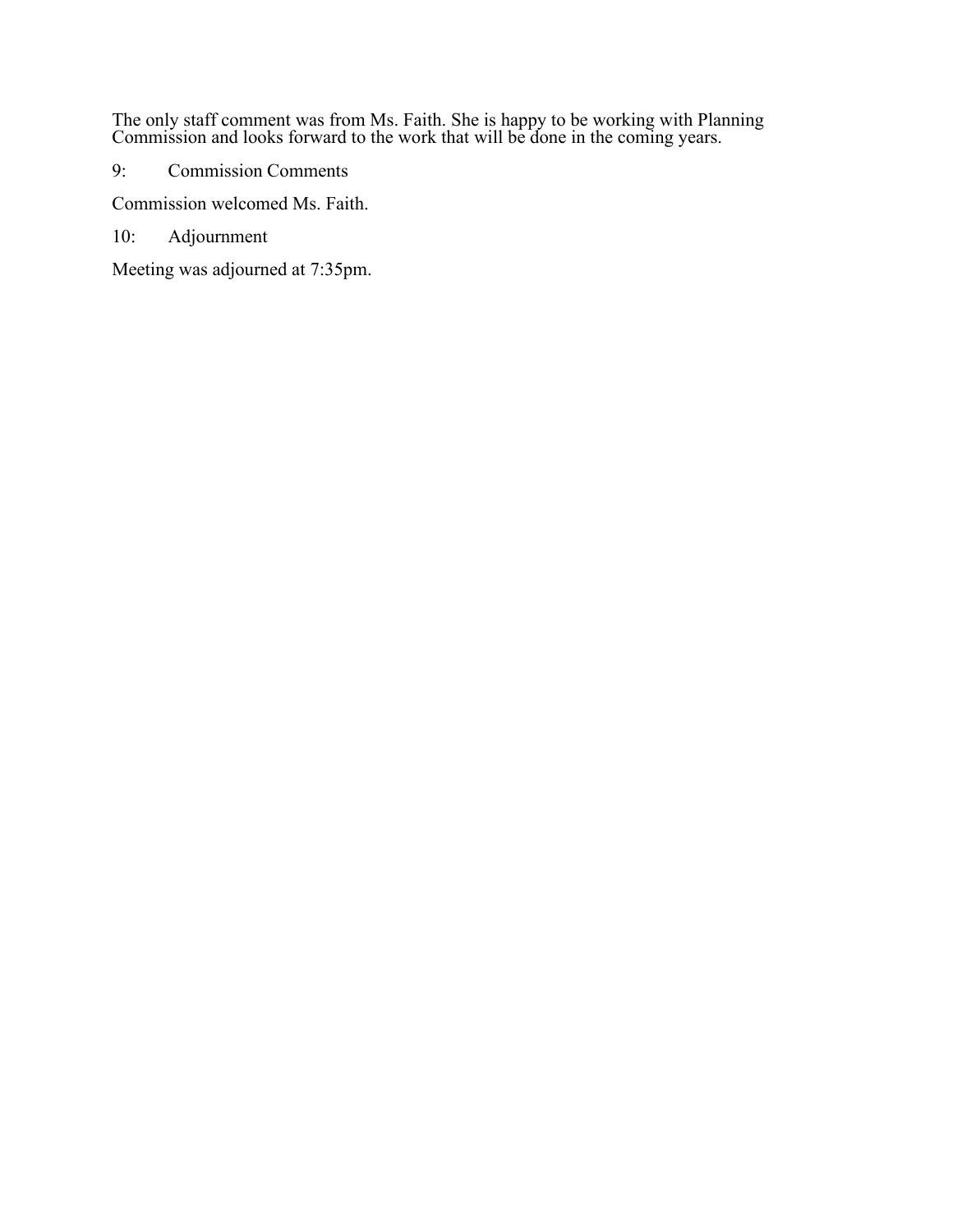The only staff comment was from Ms. Faith. She is happy to be working with Planning Commission and looks forward to the work that will be done in the coming years.

9: Commission Comments

Commission welcomed Ms. Faith.

10: Adjournment

Meeting was adjourned at 7:35pm.